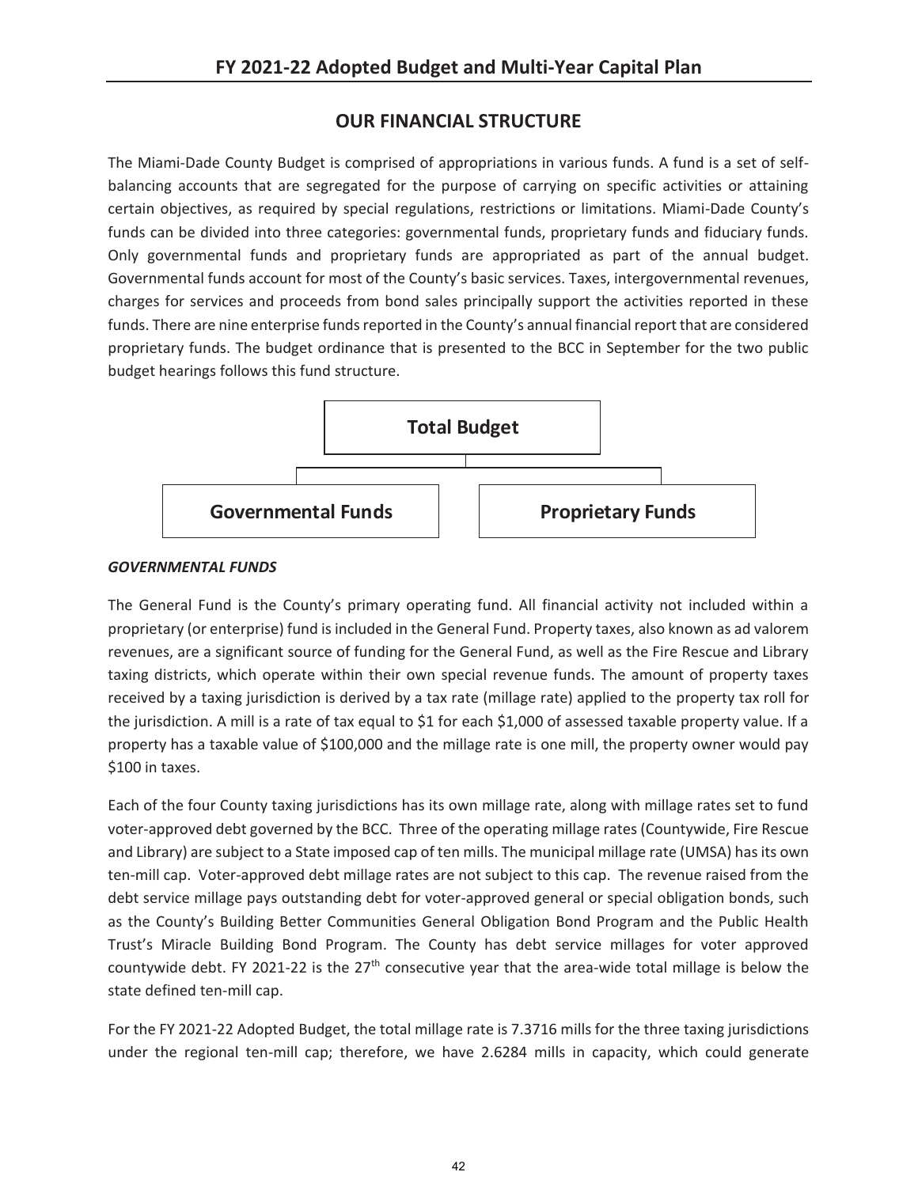## OUR FINANCIAL STRUCTURE

The Miami-Dade County Budget is comprised of appropriations in various funds. A fund is a set of self-balancing accounts that are segregated for the purpose of carrying on specific activities or attaining certain objectives, as required by special regulations, restrictions or limitations. Miami-Dade County's funds can be divided into three categories: governmental funds, proprietary funds and fiduciary funds. Only governmental funds and proprietary funds are appropriated as part of the annual budget. Governmental funds account for most of the County's basic services. Taxes, intergovernmental revenues, charges for services and proceeds from bond sales principally support the activities reported in these funds. There are nine enterprise funds reported in the County's annual financial report that are considered proprietary funds. The budget ordinance that is presented to the BCC in September for the two public budget hearings follows this fund structure.

**Total Budget**

- **Governmental Funds**
- **Proprietary Funds**

***GOVERNMENTAL FUNDS***

The General Fund is the County's primary operating fund. All financial activity not included within a proprietary (or enterprise) fund is included in the General Fund. Property taxes, also known as ad valorem revenues, are a significant source of funding for the General Fund, as well as the Fire Rescue and Library taxing districts, which operate within their own special revenue funds. The amount of property taxes received by a taxing jurisdiction is derived by a tax rate (millage rate) applied to the property tax roll for the jurisdiction. A mill is a rate of tax equal to $1 for each $1,000 of assessed taxable property value. If a property has a taxable value of $100,000 and the millage rate is one mill, the property owner would pay $100 in taxes.

Each of the four County taxing jurisdictions has its own millage rate, along with millage rates set to fund voter-approved debt governed by the BCC. Three of the operating millage rates (Countywide, Fire Rescue and Library) are subject to a State imposed cap of ten mills. The municipal millage rate (UMSA) has its own ten-mill cap. Voter-approved debt millage rates are not subject to this cap. The revenue raised from the debt service millage pays outstanding debt for voter-approved general or special obligation bonds, such as the County's Building Better Communities General Obligation Bond Program and the Public Health Trust's Miracle Building Bond Program. The County has debt service millages for voter approved countywide debt. FY 2021-22 is the 27th consecutive year that the area-wide total millage is below the state defined ten-mill cap.

For the FY 2021-22 Adopted Budget, the total millage rate is 7.3716 mills for the three taxing jurisdictions under the regional ten-mill cap; therefore, we have 2.6284 mills in capacity, which could generate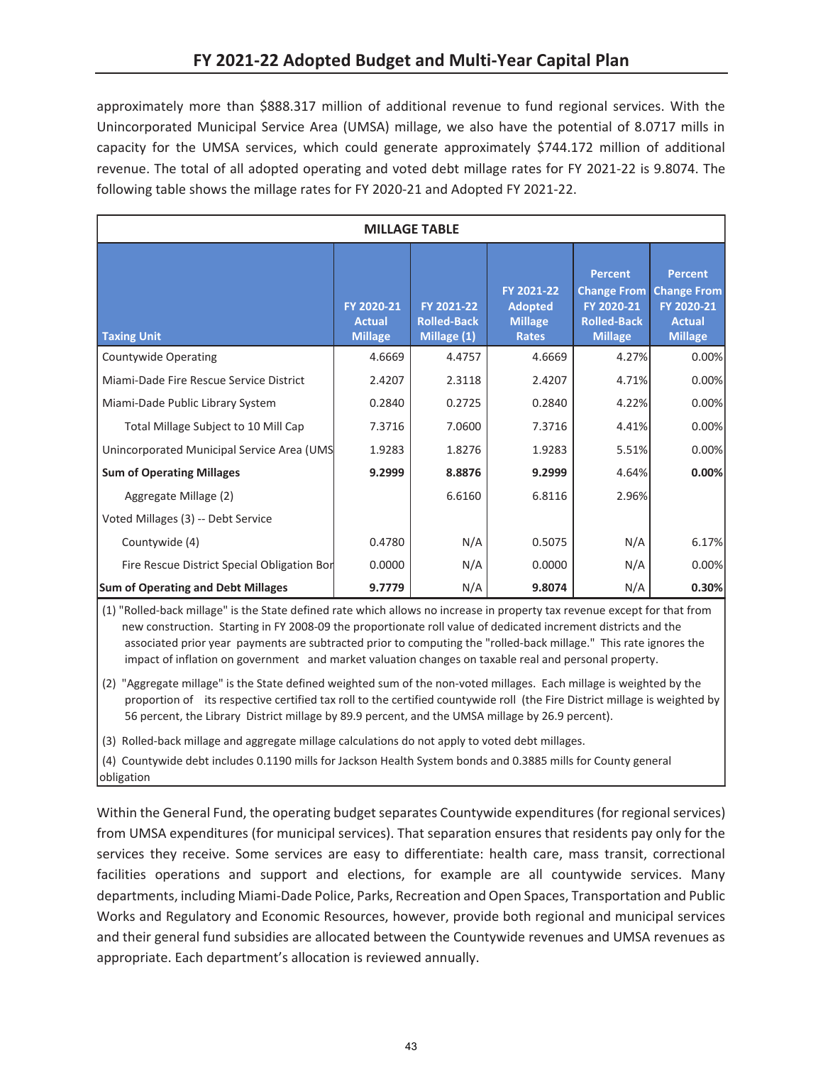approximately more than $888.317 million of additional revenue to fund regional services. With the Unincorporated Municipal Service Area (UMSA) millage, we also have the potential of 8.0717 mills in capacity for the UMSA services, which could generate approximately $744.172 million of additional revenue. The total of all adopted operating and voted debt millage rates for FY 2021-22 is 9.8074. The following table shows the millage rates for FY 2020-21 and Adopted FY 2021-22.

**MILLAGE TABLE**

| Taxing Unit | FY 2020-21 Actual Millage | FY 2021-22 Rolled-Back Millage (1) | FY 2021-22 Adopted Millage Rates | Percent Change From FY 2020-21 Rolled-Back Millage | Percent Change From FY 2020-21 Actual Millage |
|---|---|---|---|---|---|
| Countywide Operating | 4.6669 | 4.4757 | 4.6669 | 4.27% | 0.00% |
| Miami-Dade Fire Rescue Service District | 2.4207 | 2.3118 | 2.4207 | 4.71% | 0.00% |
| Miami-Dade Public Library System | 0.2840 | 0.2725 | 0.2840 | 4.22% | 0.00% |
| Total Millage Subject to 10 Mill Cap | 7.3716 | 7.0600 | 7.3716 | 4.41% | 0.00% |
| Unincorporated Municipal Service Area (UMS | 1.9283 | 1.8276 | 1.9283 | 5.51% | 0.00% |
| **Sum of Operating Millages** | **9.2999** | **8.8876** | **9.2999** | 4.64% | **0.00%** |
| Aggregate Millage (2) | | 6.6160 | 6.8116 | 2.96% | |
| Voted Millages (3) -- Debt Service | | | | | |
| Countywide (4) | 0.4780 | N/A | 0.5075 | N/A | 6.17% |
| Fire Rescue District Special Obligation Bor | 0.0000 | N/A | 0.0000 | N/A | 0.00% |
| **Sum of Operating and Debt Millages** | **9.7779** | N/A | **9.8074** | N/A | **0.30%** |

(1) "Rolled-back millage" is the State defined rate which allows no increase in property tax revenue except for that from new construction. Starting in FY 2008-09 the proportionate roll value of dedicated increment districts and the associated prior year payments are subtracted prior to computing the "rolled-back millage." This rate ignores the impact of inflation on government and market valuation changes on taxable real and personal property.

(2) "Aggregate millage" is the State defined weighted sum of the non-voted millages. Each millage is weighted by the proportion of its respective certified tax roll to the certified countywide roll (the Fire District millage is weighted by 56 percent, the Library District millage by 89.9 percent, and the UMSA millage by 26.9 percent).

(3) Rolled-back millage and aggregate millage calculations do not apply to voted debt millages.

(4) Countywide debt includes 0.1190 mills for Jackson Health System bonds and 0.3885 mills for County general obligation

Within the General Fund, the operating budget separates Countywide expenditures (for regional services) from UMSA expenditures (for municipal services). That separation ensures that residents pay only for the services they receive. Some services are easy to differentiate: health care, mass transit, correctional facilities operations and support and elections, for example are all countywide services. Many departments, including Miami-Dade Police, Parks, Recreation and Open Spaces, Transportation and Public Works and Regulatory and Economic Resources, however, provide both regional and municipal services and their general fund subsidies are allocated between the Countywide revenues and UMSA revenues as appropriate. Each department's allocation is reviewed annually.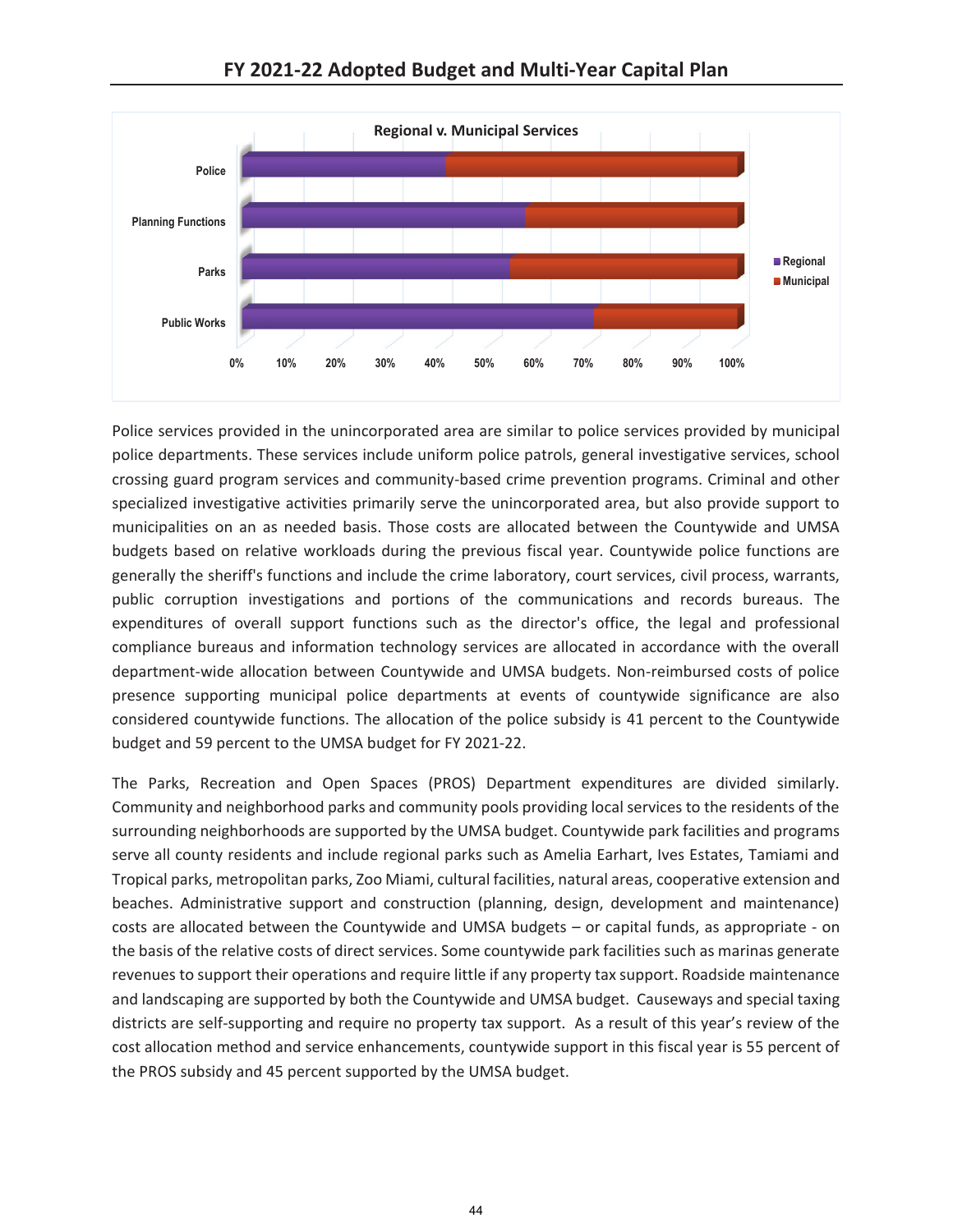**Regional v. Municipal Services**

Police services provided in the unincorporated area are similar to police services provided by municipal police departments. These services include uniform police patrols, general investigative services, school crossing guard program services and community-based crime prevention programs. Criminal and other specialized investigative activities primarily serve the unincorporated area, but also provide support to municipalities on an as needed basis. Those costs are allocated between the Countywide and UMSA budgets based on relative workloads during the previous fiscal year. Countywide police functions are generally the sheriff's functions and include the crime laboratory, court services, civil process, warrants, public corruption investigations and portions of the communications and records bureaus. The expenditures of overall support functions such as the director's office, the legal and professional compliance bureaus and information technology services are allocated in accordance with the overall department-wide allocation between Countywide and UMSA budgets. Non-reimbursed costs of police presence supporting municipal police departments at events of countywide significance are also considered countywide functions. The allocation of the police subsidy is 41 percent to the Countywide budget and 59 percent to the UMSA budget for FY 2021-22.

The Parks, Recreation and Open Spaces (PROS) Department expenditures are divided similarly. Community and neighborhood parks and community pools providing local services to the residents of the surrounding neighborhoods are supported by the UMSA budget. Countywide park facilities and programs serve all county residents and include regional parks such as Amelia Earhart, Ives Estates, Tamiami and Tropical parks, metropolitan parks, Zoo Miami, cultural facilities, natural areas, cooperative extension and beaches. Administrative support and construction (planning, design, development and maintenance) costs are allocated between the Countywide and UMSA budgets – or capital funds, as appropriate - on the basis of the relative costs of direct services. Some countywide park facilities such as marinas generate revenues to support their operations and require little if any property tax support. Roadside maintenance and landscaping are supported by both the Countywide and UMSA budget. Causeways and special taxing districts are self-supporting and require no property tax support. As a result of this year's review of the cost allocation method and service enhancements, countywide support in this fiscal year is 55 percent of the PROS subsidy and 45 percent supported by the UMSA budget.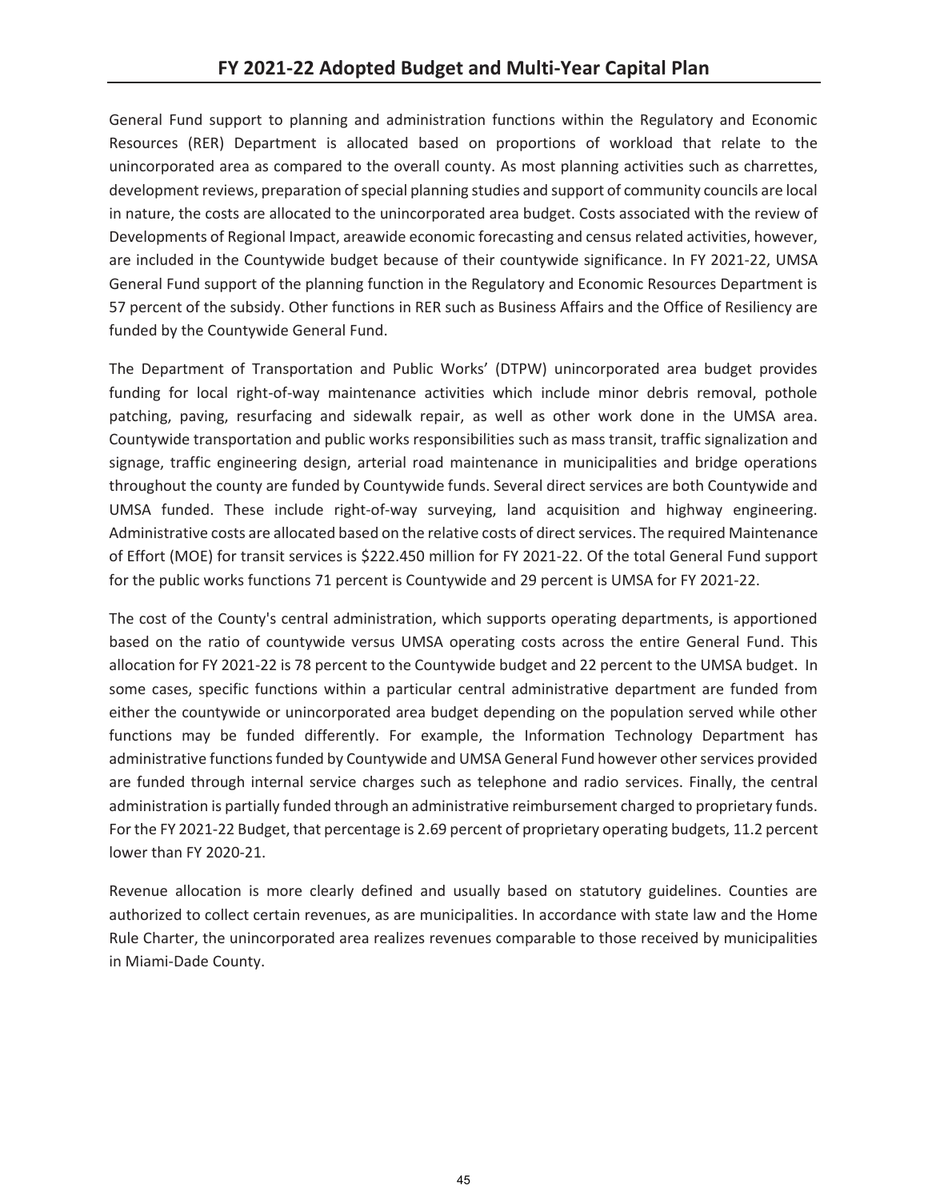General Fund support to planning and administration functions within the Regulatory and Economic Resources (RER) Department is allocated based on proportions of workload that relate to the unincorporated area as compared to the overall county. As most planning activities such as charrettes, development reviews, preparation of special planning studies and support of community councils are local in nature, the costs are allocated to the unincorporated area budget. Costs associated with the review of Developments of Regional Impact, areawide economic forecasting and census related activities, however, are included in the Countywide budget because of their countywide significance. In FY 2021-22, UMSA General Fund support of the planning function in the Regulatory and Economic Resources Department is 57 percent of the subsidy. Other functions in RER such as Business Affairs and the Office of Resiliency are funded by the Countywide General Fund.

The Department of Transportation and Public Works' (DTPW) unincorporated area budget provides funding for local right-of-way maintenance activities which include minor debris removal, pothole patching, paving, resurfacing and sidewalk repair, as well as other work done in the UMSA area. Countywide transportation and public works responsibilities such as mass transit, traffic signalization and signage, traffic engineering design, arterial road maintenance in municipalities and bridge operations throughout the county are funded by Countywide funds. Several direct services are both Countywide and UMSA funded. These include right-of-way surveying, land acquisition and highway engineering. Administrative costs are allocated based on the relative costs of direct services. The required Maintenance of Effort (MOE) for transit services is $222.450 million for FY 2021-22. Of the total General Fund support for the public works functions 71 percent is Countywide and 29 percent is UMSA for FY 2021-22.

The cost of the County's central administration, which supports operating departments, is apportioned based on the ratio of countywide versus UMSA operating costs across the entire General Fund. This allocation for FY 2021-22 is 78 percent to the Countywide budget and 22 percent to the UMSA budget. In some cases, specific functions within a particular central administrative department are funded from either the countywide or unincorporated area budget depending on the population served while other functions may be funded differently. For example, the Information Technology Department has administrative functions funded by Countywide and UMSA General Fund however other services provided are funded through internal service charges such as telephone and radio services. Finally, the central administration is partially funded through an administrative reimbursement charged to proprietary funds. For the FY 2021-22 Budget, that percentage is 2.69 percent of proprietary operating budgets, 11.2 percent lower than FY 2020-21.

Revenue allocation is more clearly defined and usually based on statutory guidelines. Counties are authorized to collect certain revenues, as are municipalities. In accordance with state law and the Home Rule Charter, the unincorporated area realizes revenues comparable to those received by municipalities in Miami-Dade County.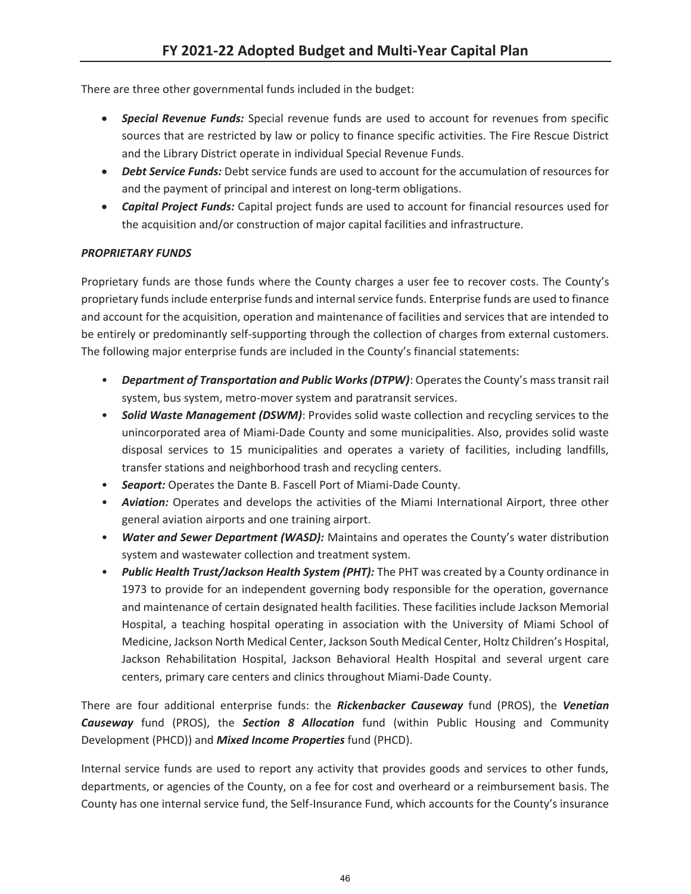There are three other governmental funds included in the budget:

- ***Special Revenue Funds:*** Special revenue funds are used to account for revenues from specific sources that are restricted by law or policy to finance specific activities. The Fire Rescue District and the Library District operate in individual Special Revenue Funds.
- ***Debt Service Funds:*** Debt service funds are used to account for the accumulation of resources for and the payment of principal and interest on long-term obligations.
- ***Capital Project Funds:*** Capital project funds are used to account for financial resources used for the acquisition and/or construction of major capital facilities and infrastructure.

***PROPRIETARY FUNDS***

Proprietary funds are those funds where the County charges a user fee to recover costs. The County's proprietary funds include enterprise funds and internal service funds. Enterprise funds are used to finance and account for the acquisition, operation and maintenance of facilities and services that are intended to be entirely or predominantly self-supporting through the collection of charges from external customers. The following major enterprise funds are included in the County's financial statements:

- ***Department of Transportation and Public Works (DTPW)***: Operates the County's mass transit rail system, bus system, metro-mover system and paratransit services.
- ***Solid Waste Management (DSWM)***: Provides solid waste collection and recycling services to the unincorporated area of Miami-Dade County and some municipalities. Also, provides solid waste disposal services to 15 municipalities and operates a variety of facilities, including landfills, transfer stations and neighborhood trash and recycling centers.
- ***Seaport:*** Operates the Dante B. Fascell Port of Miami-Dade County.
- ***Aviation:*** Operates and develops the activities of the Miami International Airport, three other general aviation airports and one training airport.
- ***Water and Sewer Department (WASD):*** Maintains and operates the County's water distribution system and wastewater collection and treatment system.
- ***Public Health Trust/Jackson Health System (PHT):*** The PHT was created by a County ordinance in 1973 to provide for an independent governing body responsible for the operation, governance and maintenance of certain designated health facilities. These facilities include Jackson Memorial Hospital, a teaching hospital operating in association with the University of Miami School of Medicine, Jackson North Medical Center, Jackson South Medical Center, Holtz Children's Hospital, Jackson Rehabilitation Hospital, Jackson Behavioral Health Hospital and several urgent care centers, primary care centers and clinics throughout Miami-Dade County.

There are four additional enterprise funds: the ***Rickenbacker Causeway*** fund (PROS), the ***Venetian Causeway*** fund (PROS), the ***Section 8 Allocation*** fund (within Public Housing and Community Development (PHCD)) and ***Mixed Income Properties*** fund (PHCD).

Internal service funds are used to report any activity that provides goods and services to other funds, departments, or agencies of the County, on a fee for cost and overheard or a reimbursement basis. The County has one internal service fund, the Self-Insurance Fund, which accounts for the County's insurance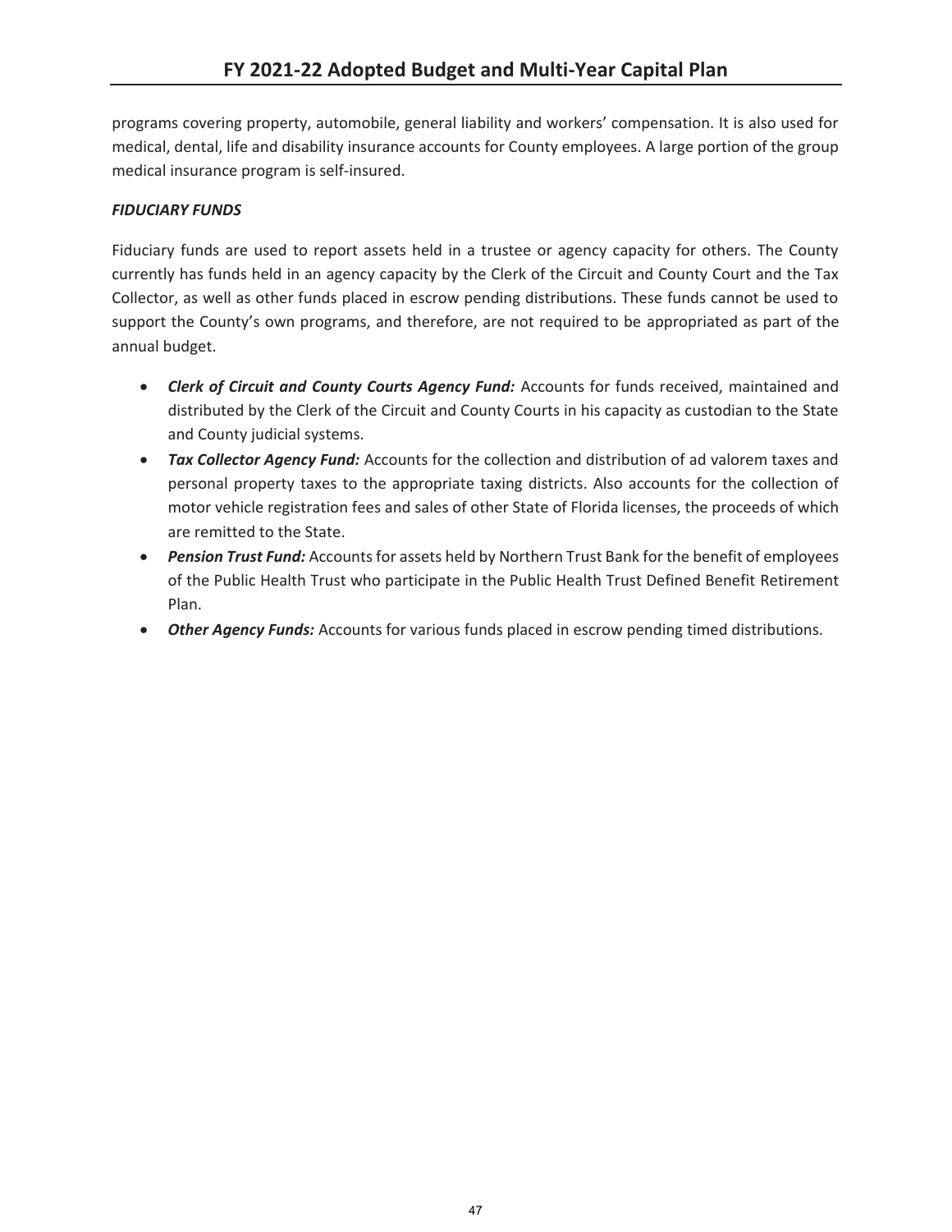programs covering property, automobile, general liability and workers' compensation. It is also used for medical, dental, life and disability insurance accounts for County employees. A large portion of the group medical insurance program is self-insured.

***FIDUCIARY FUNDS***

Fiduciary funds are used to report assets held in a trustee or agency capacity for others. The County currently has funds held in an agency capacity by the Clerk of the Circuit and County Court and the Tax Collector, as well as other funds placed in escrow pending distributions. These funds cannot be used to support the County's own programs, and therefore, are not required to be appropriated as part of the annual budget.

- ***Clerk of Circuit and County Courts Agency Fund:*** Accounts for funds received, maintained and distributed by the Clerk of the Circuit and County Courts in his capacity as custodian to the State and County judicial systems.
- ***Tax Collector Agency Fund:*** Accounts for the collection and distribution of ad valorem taxes and personal property taxes to the appropriate taxing districts. Also accounts for the collection of motor vehicle registration fees and sales of other State of Florida licenses, the proceeds of which are remitted to the State.
- ***Pension Trust Fund:*** Accounts for assets held by Northern Trust Bank for the benefit of employees of the Public Health Trust who participate in the Public Health Trust Defined Benefit Retirement Plan.
- ***Other Agency Funds:*** Accounts for various funds placed in escrow pending timed distributions.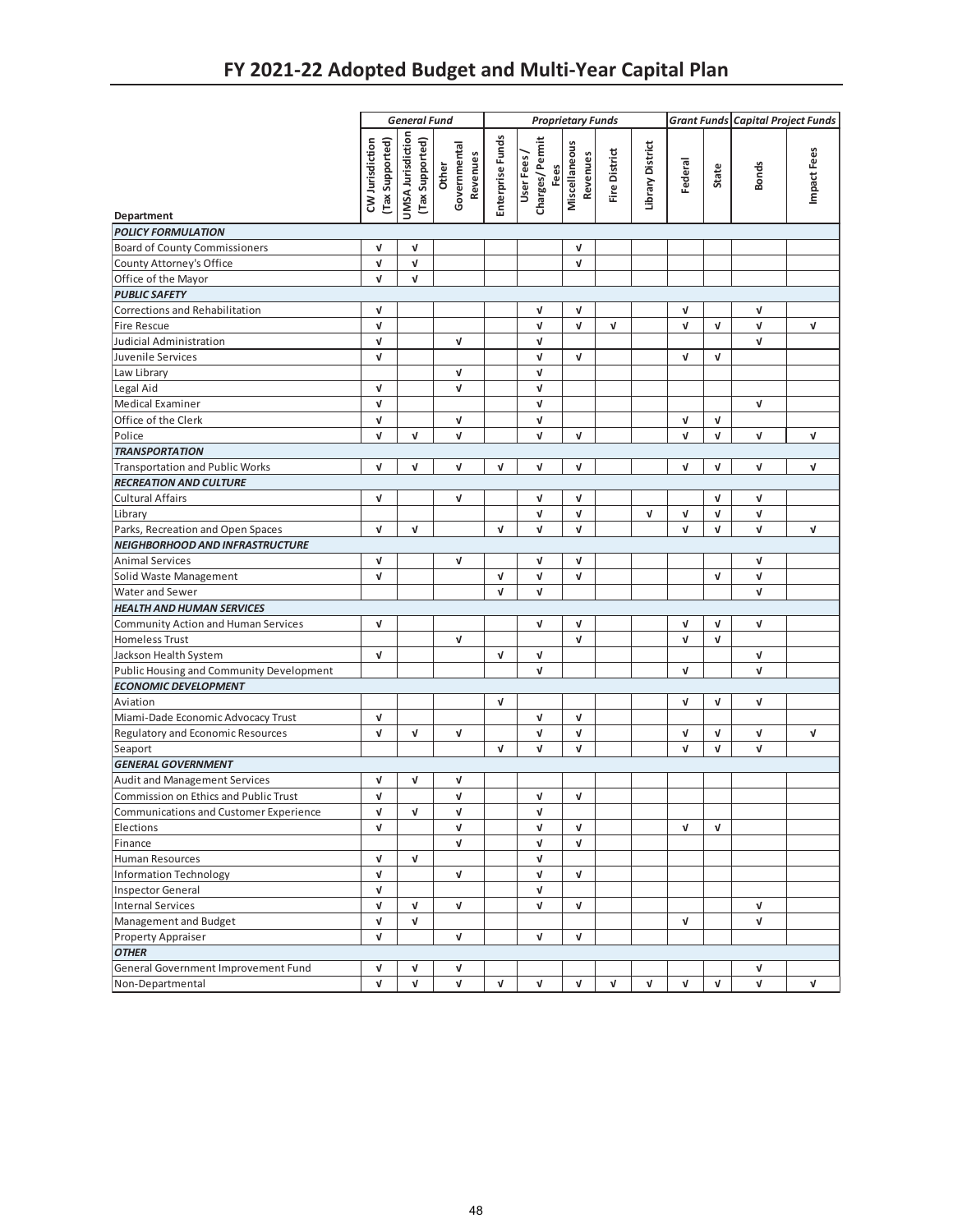# FY 2021-22 Adopted Budget and Multi-Year Capital Plan

| Department | *General Fund* | | | *Proprietary Funds* | | | | | *Grant Funds* | | *Capital Project Funds* | |
|---|---|---|---|---|---|---|---|---|---|---|---|---|
| | CW Jurisdiction (Tax Supported) | UMSA Jurisdiction (Tax Supported) | Other Governmental Revenues | Enterprise Funds | User Fees / Charges/Permit Fees | Miscellaneous Revenues | Fire District | Library District | Federal | State | Bonds | Impact Fees |
| ***POLICY FORMULATION*** | | | | | | | | | | | | |
| Board of County Commissioners | √ | √ | | | | √ | | | | | | |
| County Attorney's Office | √ | √ | | | | √ | | | | | | |
| Office of the Mayor | √ | √ | | | | | | | | | | |
| ***PUBLIC SAFETY*** | | | | | | | | | | | | |
| Corrections and Rehabilitation | √ | | | | √ | √ | | | √ | | √ | |
| Fire Rescue | √ | | | | √ | √ | √ | | √ | √ | √ | √ |
| Judicial Administration | √ | | √ | | √ | | | | | | √ | |
| Juvenile Services | √ | | | | √ | √ | | | √ | √ | | |
| Law Library | | | √ | | √ | | | | | | | |
| Legal Aid | √ | | √ | | √ | | | | | | | |
| Medical Examiner | √ | | | | √ | | | | | | √ | |
| Office of the Clerk | √ | | √ | | √ | | | | √ | √ | | |
| Police | √ | √ | √ | | √ | √ | | | √ | √ | √ | √ |
| ***TRANSPORTATION*** | | | | | | | | | | | | |
| Transportation and Public Works | √ | √ | √ | √ | √ | √ | | | √ | √ | √ | √ |
| ***RECREATION AND CULTURE*** | | | | | | | | | | | | |
| Cultural Affairs | √ | | √ | | √ | √ | | | | √ | √ | |
| Library | | | | | √ | √ | | √ | √ | √ | √ | |
| Parks, Recreation and Open Spaces | √ | √ | | √ | √ | √ | | | √ | √ | √ | √ |
| ***NEIGHBORHOOD AND INFRASTRUCTURE*** | | | | | | | | | | | | |
| Animal Services | √ | | √ | | √ | √ | | | | | √ | |
| Solid Waste Management | √ | | | √ | √ | √ | | | | √ | √ | |
| Water and Sewer | | | | √ | √ | | | | | | √ | |
| ***HEALTH AND HUMAN SERVICES*** | | | | | | | | | | | | |
| Community Action and Human Services | √ | | | | √ | √ | | | √ | √ | √ | |
| Homeless Trust | | | √ | | | √ | | | √ | √ | | |
| Jackson Health System | √ | | | √ | √ | | | | | | √ | |
| Public Housing and Community Development | | | | | √ | | | | √ | | √ | |
| ***ECONOMIC DEVELOPMENT*** | | | | | | | | | | | | |
| Aviation | | | | √ | | | | | √ | √ | √ | |
| Miami-Dade Economic Advocacy Trust | √ | | | | √ | √ | | | | | | |
| Regulatory and Economic Resources | √ | √ | √ | | √ | √ | | | √ | √ | √ | √ |
| Seaport | | | | √ | √ | √ | | | √ | √ | √ | |
| ***GENERAL GOVERNMENT*** | | | | | | | | | | | | |
| Audit and Management Services | √ | √ | √ | | | | | | | | | |
| Commission on Ethics and Public Trust | √ | | √ | | √ | √ | | | | | | |
| Communications and Customer Experience | √ | √ | √ | | √ | | | | | | | |
| Elections | √ | | √ | | √ | √ | | | √ | √ | | |
| Finance | | | √ | | √ | √ | | | | | | |
| Human Resources | √ | √ | | | √ | | | | | | | |
| Information Technology | √ | | √ | | √ | √ | | | | | | |
| Inspector General | √ | | | | √ | | | | | | | |
| Internal Services | √ | √ | √ | | √ | √ | | | | | √ | |
| Management and Budget | √ | √ | | | | | | | √ | | √ | |
| Property Appraiser | √ | | √ | | √ | √ | | | | | | |
| ***OTHER*** | | | | | | | | | | | | |
| General Government Improvement Fund | √ | √ | √ | | | | | | | | √ | |
| Non-Departmental | √ | √ | √ | √ | √ | √ | √ | √ | √ | √ | √ | √ |